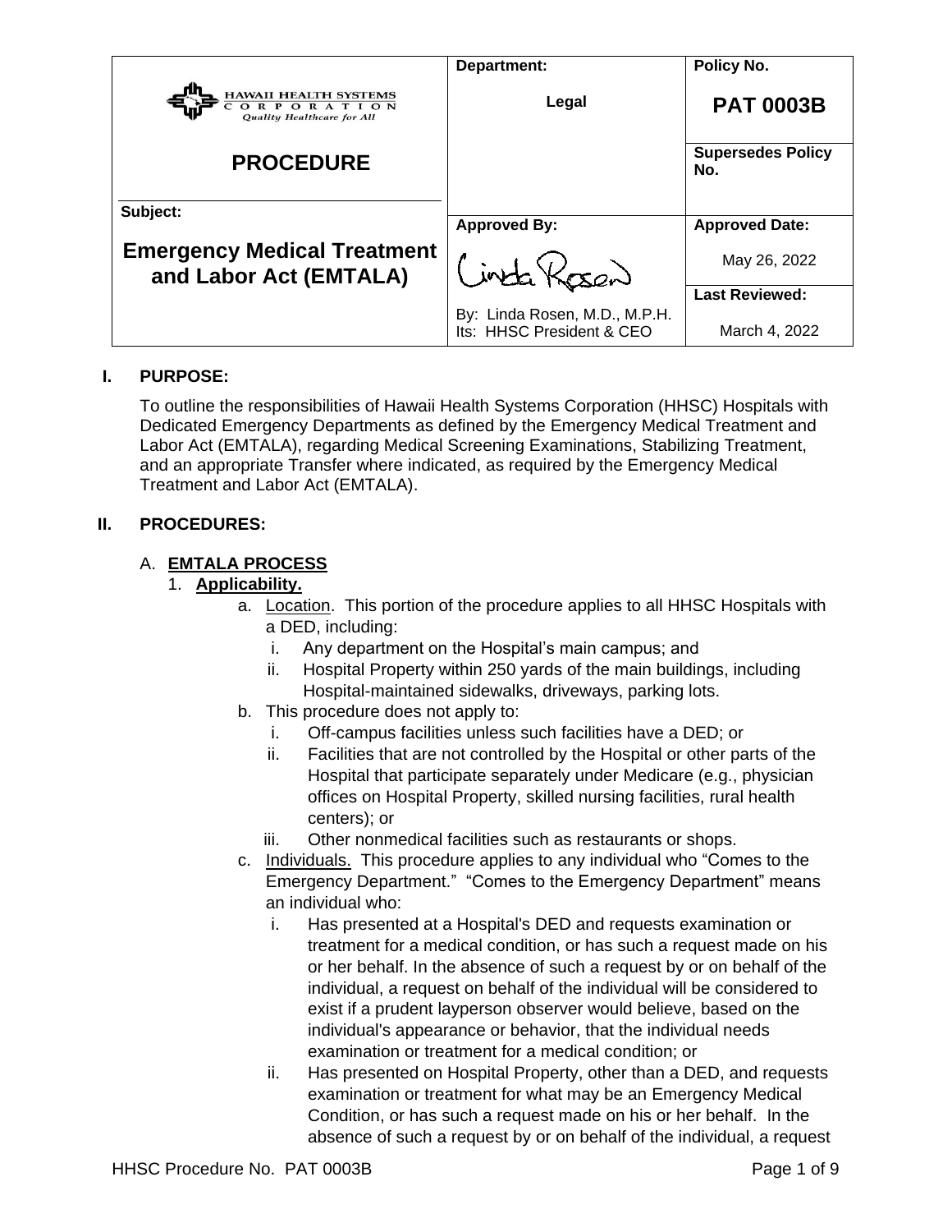| HAWAII HEALTH SYSTEMS CORPORATION *Quality Healthcare for All* | Department: | Policy No. |
|---|---|---|
| **PROCEDURE** | **Legal** | **PAT 0003B** |
| | | **Supersedes Policy No.** |
| **Subject:** | **Approved By:** | **Approved Date:** |
| **Emergency Medical Treatment and Labor Act (EMTALA)** | Linda Rosen | May 26, 2022 |
| | By: Linda Rosen, M.D., M.P.H. Its: HHSC President & CEO | **Last Reviewed:** March 4, 2022 |

## I. PURPOSE:

To outline the responsibilities of Hawaii Health Systems Corporation (HHSC) Hospitals with Dedicated Emergency Departments as defined by the Emergency Medical Treatment and Labor Act (EMTALA), regarding Medical Screening Examinations, Stabilizing Treatment, and an appropriate Transfer where indicated, as required by the Emergency Medical Treatment and Labor Act (EMTALA).

## II. PROCEDURES:

### A. EMTALA PROCESS

1. **Applicability.**
   a. Location. This portion of the procedure applies to all HHSC Hospitals with a DED, including:
      i. Any department on the Hospital's main campus; and
      ii. Hospital Property within 250 yards of the main buildings, including Hospital-maintained sidewalks, driveways, parking lots.
   b. This procedure does not apply to:
      i. Off-campus facilities unless such facilities have a DED; or
      ii. Facilities that are not controlled by the Hospital or other parts of the Hospital that participate separately under Medicare (e.g., physician offices on Hospital Property, skilled nursing facilities, rural health centers); or
      iii. Other nonmedical facilities such as restaurants or shops.
   c. Individuals. This procedure applies to any individual who "Comes to the Emergency Department." "Comes to the Emergency Department" means an individual who:
      i. Has presented at a Hospital's DED and requests examination or treatment for a medical condition, or has such a request made on his or her behalf. In the absence of such a request by or on behalf of the individual, a request on behalf of the individual will be considered to exist if a prudent layperson observer would believe, based on the individual's appearance or behavior, that the individual needs examination or treatment for a medical condition; or
      ii. Has presented on Hospital Property, other than a DED, and requests examination or treatment for what may be an Emergency Medical Condition, or has such a request made on his or her behalf. In the absence of such a request by or on behalf of the individual, a request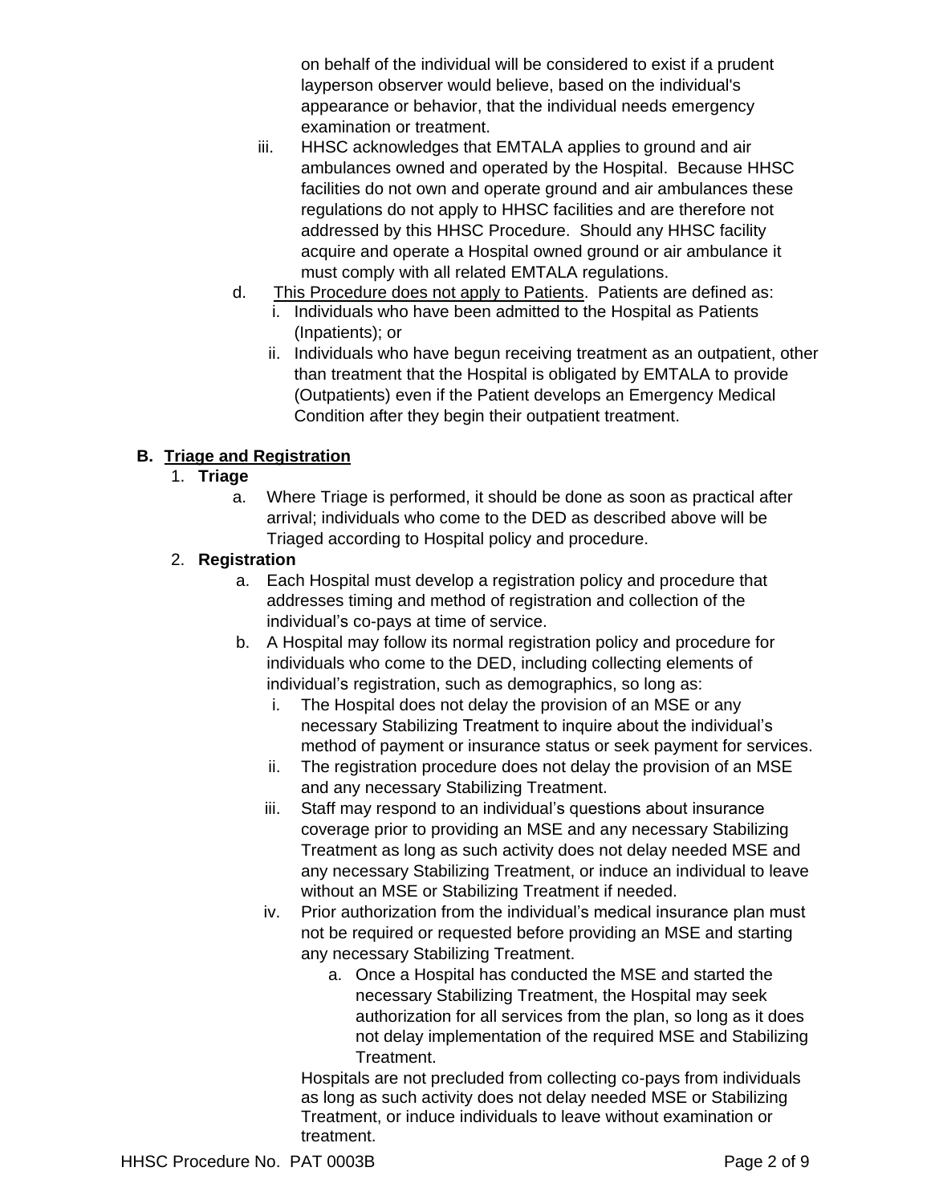on behalf of the individual will be considered to exist if a prudent layperson observer would believe, based on the individual's appearance or behavior, that the individual needs emergency examination or treatment.

iii. HHSC acknowledges that EMTALA applies to ground and air ambulances owned and operated by the Hospital. Because HHSC facilities do not own and operate ground and air ambulances these regulations do not apply to HHSC facilities and are therefore not addressed by this HHSC Procedure. Should any HHSC facility acquire and operate a Hospital owned ground or air ambulance it must comply with all related EMTALA regulations.

d. <u>This Procedure does not apply to Patients</u>. Patients are defined as:
   i. Individuals who have been admitted to the Hospital as Patients (Inpatients); or
   ii. Individuals who have begun receiving treatment as an outpatient, other than treatment that the Hospital is obligated by EMTALA to provide (Outpatients) even if the Patient develops an Emergency Medical Condition after they begin their outpatient treatment.

## B. <u>Triage and Registration</u>

1. **Triage**
   a. Where Triage is performed, it should be done as soon as practical after arrival; individuals who come to the DED as described above will be Triaged according to Hospital policy and procedure.

2. **Registration**
   a. Each Hospital must develop a registration policy and procedure that addresses timing and method of registration and collection of the individual's co-pays at time of service.
   b. A Hospital may follow its normal registration policy and procedure for individuals who come to the DED, including collecting elements of individual's registration, such as demographics, so long as:
      i. The Hospital does not delay the provision of an MSE or any necessary Stabilizing Treatment to inquire about the individual's method of payment or insurance status or seek payment for services.
      ii. The registration procedure does not delay the provision of an MSE and any necessary Stabilizing Treatment.
      iii. Staff may respond to an individual's questions about insurance coverage prior to providing an MSE and any necessary Stabilizing Treatment as long as such activity does not delay needed MSE and any necessary Stabilizing Treatment, or induce an individual to leave without an MSE or Stabilizing Treatment if needed.
      iv. Prior authorization from the individual's medical insurance plan must not be required or requested before providing an MSE and starting any necessary Stabilizing Treatment.
         a. Once a Hospital has conducted the MSE and started the necessary Stabilizing Treatment, the Hospital may seek authorization for all services from the plan, so long as it does not delay implementation of the required MSE and Stabilizing Treatment.

      Hospitals are not precluded from collecting co-pays from individuals as long as such activity does not delay needed MSE or Stabilizing Treatment, or induce individuals to leave without examination or treatment.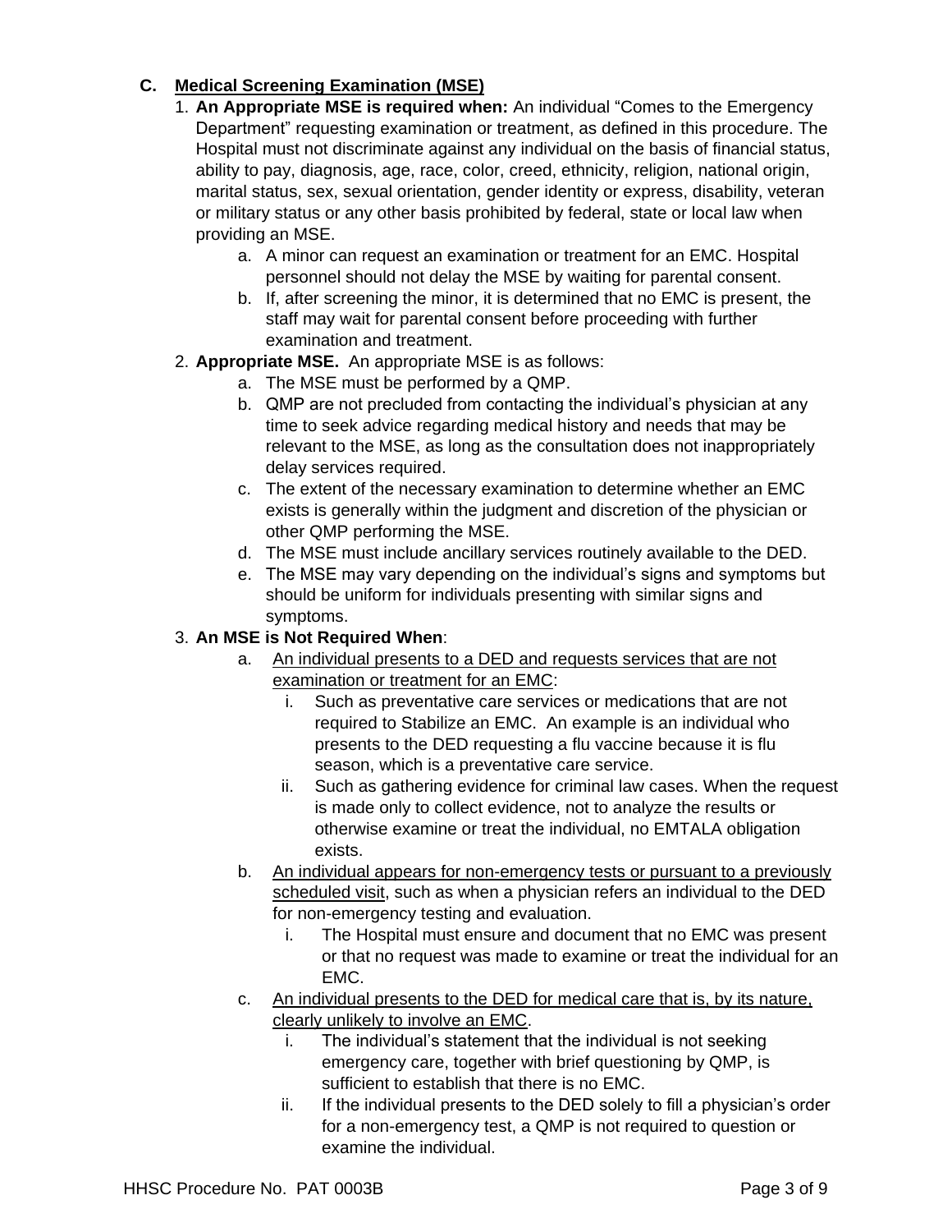## C. Medical Screening Examination (MSE)

1. **An Appropriate MSE is required when:** An individual "Comes to the Emergency Department" requesting examination or treatment, as defined in this procedure. The Hospital must not discriminate against any individual on the basis of financial status, ability to pay, diagnosis, age, race, color, creed, ethnicity, religion, national origin, marital status, sex, sexual orientation, gender identity or express, disability, veteran or military status or any other basis prohibited by federal, state or local law when providing an MSE.
   a. A minor can request an examination or treatment for an EMC. Hospital personnel should not delay the MSE by waiting for parental consent.
   b. If, after screening the minor, it is determined that no EMC is present, the staff may wait for parental consent before proceeding with further examination and treatment.
2. **Appropriate MSE.** An appropriate MSE is as follows:
   a. The MSE must be performed by a QMP.
   b. QMP are not precluded from contacting the individual's physician at any time to seek advice regarding medical history and needs that may be relevant to the MSE, as long as the consultation does not inappropriately delay services required.
   c. The extent of the necessary examination to determine whether an EMC exists is generally within the judgment and discretion of the physician or other QMP performing the MSE.
   d. The MSE must include ancillary services routinely available to the DED.
   e. The MSE may vary depending on the individual's signs and symptoms but should be uniform for individuals presenting with similar signs and symptoms.
3. **An MSE is Not Required When**:
   a. <u>An individual presents to a DED and requests services that are not examination or treatment for an EMC</u>:
      i. Such as preventative care services or medications that are not required to Stabilize an EMC. An example is an individual who presents to the DED requesting a flu vaccine because it is flu season, which is a preventative care service.
      ii. Such as gathering evidence for criminal law cases. When the request is made only to collect evidence, not to analyze the results or otherwise examine or treat the individual, no EMTALA obligation exists.
   b. <u>An individual appears for non-emergency tests or pursuant to a previously scheduled visit</u>, such as when a physician refers an individual to the DED for non-emergency testing and evaluation.
      i. The Hospital must ensure and document that no EMC was present or that no request was made to examine or treat the individual for an EMC.
   c. <u>An individual presents to the DED for medical care that is, by its nature, clearly unlikely to involve an EMC</u>.
      i. The individual's statement that the individual is not seeking emergency care, together with brief questioning by QMP, is sufficient to establish that there is no EMC.
      ii. If the individual presents to the DED solely to fill a physician's order for a non-emergency test, a QMP is not required to question or examine the individual.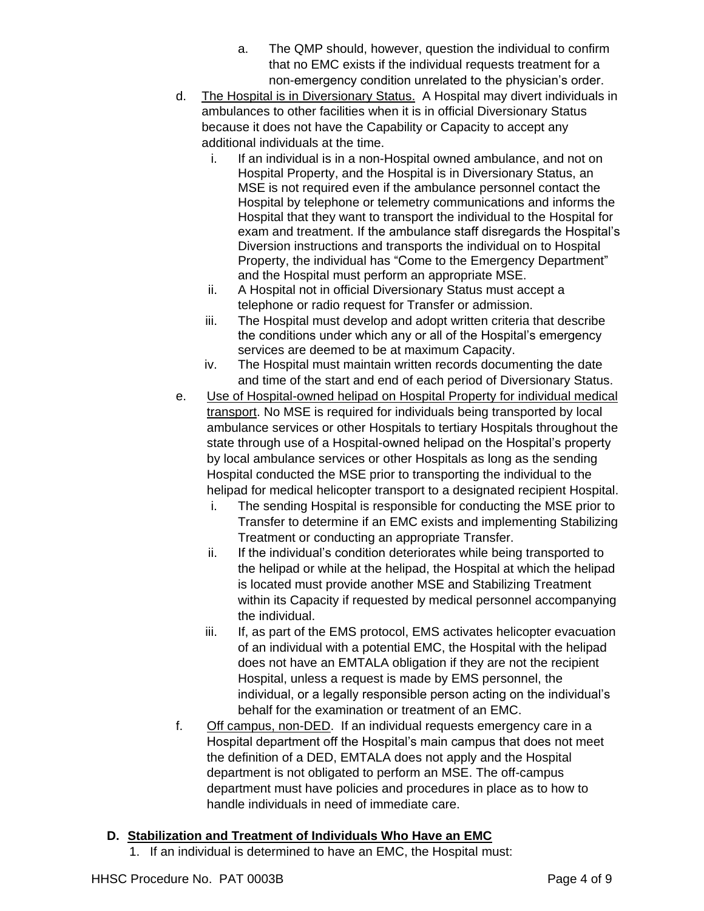a. The QMP should, however, question the individual to confirm that no EMC exists if the individual requests treatment for a non-emergency condition unrelated to the physician's order.

d. The Hospital is in Diversionary Status. A Hospital may divert individuals in ambulances to other facilities when it is in official Diversionary Status because it does not have the Capability or Capacity to accept any additional individuals at the time.

   i. If an individual is in a non-Hospital owned ambulance, and not on Hospital Property, and the Hospital is in Diversionary Status, an MSE is not required even if the ambulance personnel contact the Hospital by telephone or telemetry communications and informs the Hospital that they want to transport the individual to the Hospital for exam and treatment. If the ambulance staff disregards the Hospital's Diversion instructions and transports the individual on to Hospital Property, the individual has "Come to the Emergency Department" and the Hospital must perform an appropriate MSE.

   ii. A Hospital not in official Diversionary Status must accept a telephone or radio request for Transfer or admission.

   iii. The Hospital must develop and adopt written criteria that describe the conditions under which any or all of the Hospital's emergency services are deemed to be at maximum Capacity.

   iv. The Hospital must maintain written records documenting the date and time of the start and end of each period of Diversionary Status.

e. Use of Hospital-owned helipad on Hospital Property for individual medical transport. No MSE is required for individuals being transported by local ambulance services or other Hospitals to tertiary Hospitals throughout the state through use of a Hospital-owned helipad on the Hospital's property by local ambulance services or other Hospitals as long as the sending Hospital conducted the MSE prior to transporting the individual to the helipad for medical helicopter transport to a designated recipient Hospital.

   i. The sending Hospital is responsible for conducting the MSE prior to Transfer to determine if an EMC exists and implementing Stabilizing Treatment or conducting an appropriate Transfer.

   ii. If the individual's condition deteriorates while being transported to the helipad or while at the helipad, the Hospital at which the helipad is located must provide another MSE and Stabilizing Treatment within its Capacity if requested by medical personnel accompanying the individual.

   iii. If, as part of the EMS protocol, EMS activates helicopter evacuation of an individual with a potential EMC, the Hospital with the helipad does not have an EMTALA obligation if they are not the recipient Hospital, unless a request is made by EMS personnel, the individual, or a legally responsible person acting on the individual's behalf for the examination or treatment of an EMC.

f. Off campus, non-DED. If an individual requests emergency care in a Hospital department off the Hospital's main campus that does not meet the definition of a DED, EMTALA does not apply and the Hospital department is not obligated to perform an MSE. The off-campus department must have policies and procedures in place as to how to handle individuals in need of immediate care.

## D. Stabilization and Treatment of Individuals Who Have an EMC

1. If an individual is determined to have an EMC, the Hospital must: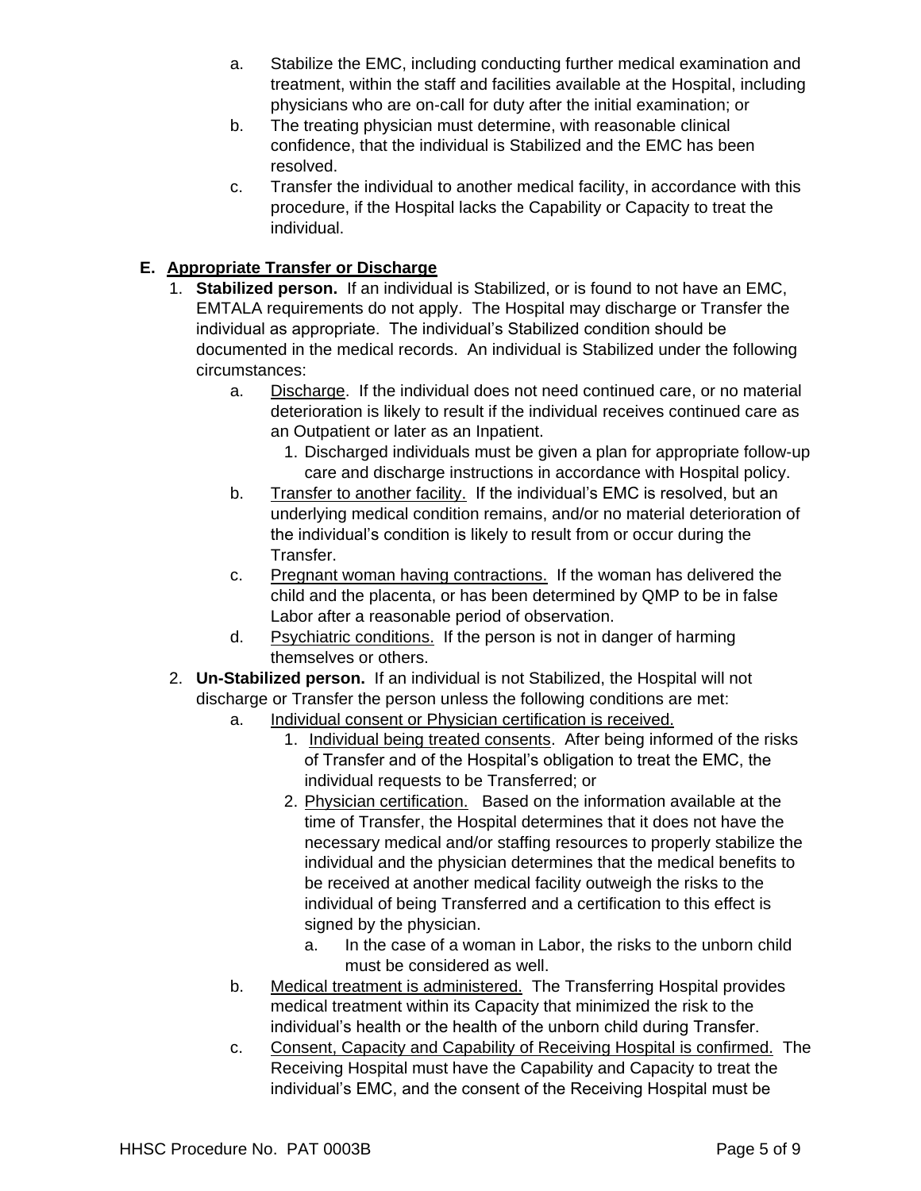a. Stabilize the EMC, including conducting further medical examination and treatment, within the staff and facilities available at the Hospital, including physicians who are on-call for duty after the initial examination; or
b. The treating physician must determine, with reasonable clinical confidence, that the individual is Stabilized and the EMC has been resolved.
c. Transfer the individual to another medical facility, in accordance with this procedure, if the Hospital lacks the Capability or Capacity to treat the individual.

**E. <u>Appropriate Transfer or Discharge</u>**

1. **Stabilized person.** If an individual is Stabilized, or is found to not have an EMC, EMTALA requirements do not apply. The Hospital may discharge or Transfer the individual as appropriate. The individual's Stabilized condition should be documented in the medical records. An individual is Stabilized under the following circumstances:
   a. <u>Discharge</u>. If the individual does not need continued care, or no material deterioration is likely to result if the individual receives continued care as an Outpatient or later as an Inpatient.
      1. Discharged individuals must be given a plan for appropriate follow-up care and discharge instructions in accordance with Hospital policy.
   b. <u>Transfer to another facility.</u> If the individual's EMC is resolved, but an underlying medical condition remains, and/or no material deterioration of the individual's condition is likely to result from or occur during the Transfer.
   c. <u>Pregnant woman having contractions.</u> If the woman has delivered the child and the placenta, or has been determined by QMP to be in false Labor after a reasonable period of observation.
   d. <u>Psychiatric conditions.</u> If the person is not in danger of harming themselves or others.
2. **Un-Stabilized person.** If an individual is not Stabilized, the Hospital will not discharge or Transfer the person unless the following conditions are met:
   a. <u>Individual consent or Physician certification is received.</u>
      1. <u>Individual being treated consents</u>. After being informed of the risks of Transfer and of the Hospital's obligation to treat the EMC, the individual requests to be Transferred; or
      2. <u>Physician certification.</u> Based on the information available at the time of Transfer, the Hospital determines that it does not have the necessary medical and/or staffing resources to properly stabilize the individual and the physician determines that the medical benefits to be received at another medical facility outweigh the risks to the individual of being Transferred and a certification to this effect is signed by the physician.
         a. In the case of a woman in Labor, the risks to the unborn child must be considered as well.
   b. <u>Medical treatment is administered.</u> The Transferring Hospital provides medical treatment within its Capacity that minimized the risk to the individual's health or the health of the unborn child during Transfer.
   c. <u>Consent, Capacity and Capability of Receiving Hospital is confirmed.</u> The Receiving Hospital must have the Capability and Capacity to treat the individual's EMC, and the consent of the Receiving Hospital must be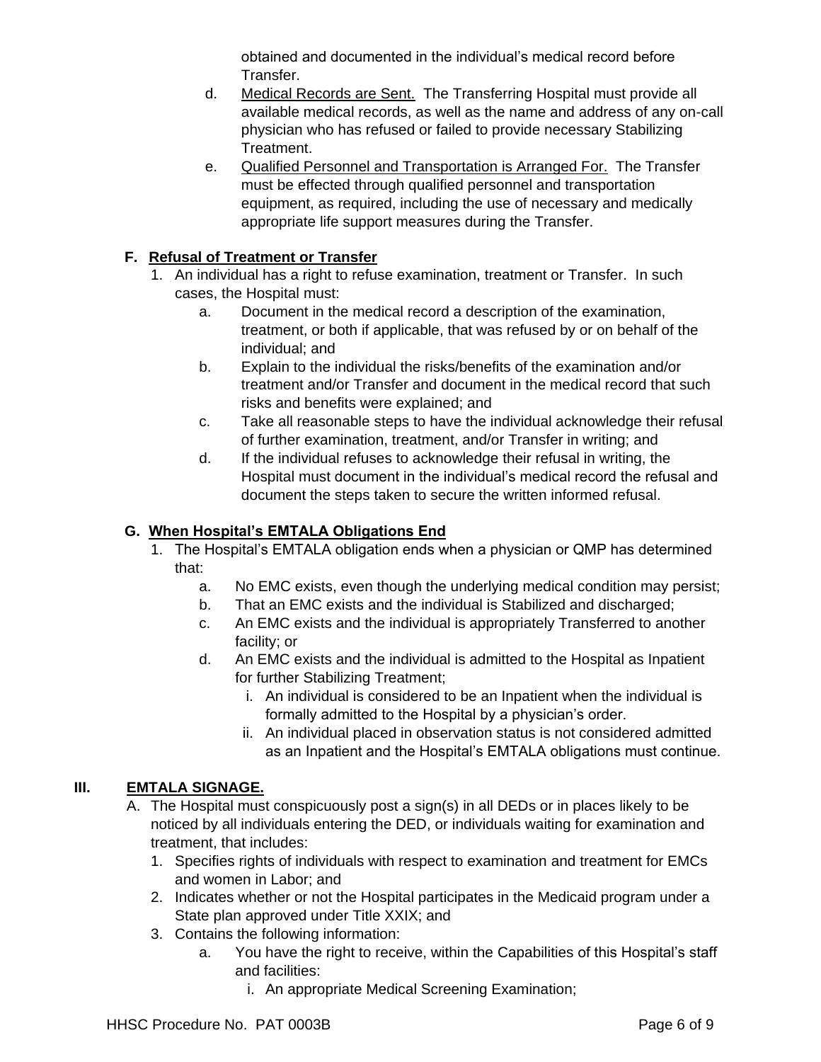obtained and documented in the individual's medical record before Transfer.

d. <u>Medical Records are Sent.</u> The Transferring Hospital must provide all available medical records, as well as the name and address of any on-call physician who has refused or failed to provide necessary Stabilizing Treatment.

e. <u>Qualified Personnel and Transportation is Arranged For.</u> The Transfer must be effected through qualified personnel and transportation equipment, as required, including the use of necessary and medically appropriate life support measures during the Transfer.

### F. <u>Refusal of Treatment or Transfer</u>

1. An individual has a right to refuse examination, treatment or Transfer. In such cases, the Hospital must:
   a. Document in the medical record a description of the examination, treatment, or both if applicable, that was refused by or on behalf of the individual; and
   b. Explain to the individual the risks/benefits of the examination and/or treatment and/or Transfer and document in the medical record that such risks and benefits were explained; and
   c. Take all reasonable steps to have the individual acknowledge their refusal of further examination, treatment, and/or Transfer in writing; and
   d. If the individual refuses to acknowledge their refusal in writing, the Hospital must document in the individual's medical record the refusal and document the steps taken to secure the written informed refusal.

### G. <u>When Hospital's EMTALA Obligations End</u>

1. The Hospital's EMTALA obligation ends when a physician or QMP has determined that:
   a. No EMC exists, even though the underlying medical condition may persist;
   b. That an EMC exists and the individual is Stabilized and discharged;
   c. An EMC exists and the individual is appropriately Transferred to another facility; or
   d. An EMC exists and the individual is admitted to the Hospital as Inpatient for further Stabilizing Treatment;
      i. An individual is considered to be an Inpatient when the individual is formally admitted to the Hospital by a physician's order.
      ii. An individual placed in observation status is not considered admitted as an Inpatient and the Hospital's EMTALA obligations must continue.

## III. <u>EMTALA SIGNAGE.</u>

A. The Hospital must conspicuously post a sign(s) in all DEDs or in places likely to be noticed by all individuals entering the DED, or individuals waiting for examination and treatment, that includes:
   1. Specifies rights of individuals with respect to examination and treatment for EMCs and women in Labor; and
   2. Indicates whether or not the Hospital participates in the Medicaid program under a State plan approved under Title XXIX; and
   3. Contains the following information:
      a. You have the right to receive, within the Capabilities of this Hospital's staff and facilities:
         i. An appropriate Medical Screening Examination;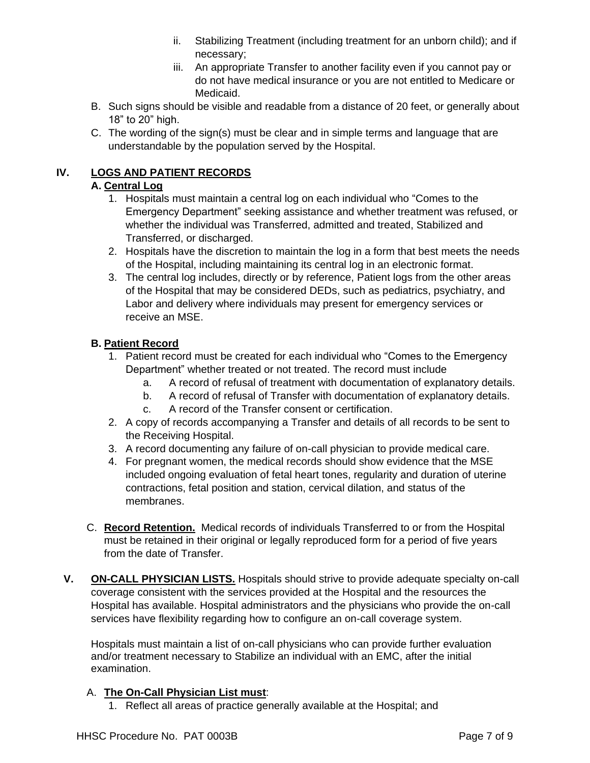ii. Stabilizing Treatment (including treatment for an unborn child); and if necessary;
   iii. An appropriate Transfer to another facility even if you cannot pay or do not have medical insurance or you are not entitled to Medicare or Medicaid.

B. Such signs should be visible and readable from a distance of 20 feet, or generally about 18” to 20” high.

C. The wording of the sign(s) must be clear and in simple terms and language that are understandable by the population served by the Hospital.

## IV. <u>LOGS AND PATIENT RECORDS</u>

### A. <u>Central Log</u>

1. Hospitals must maintain a central log on each individual who “Comes to the Emergency Department” seeking assistance and whether treatment was refused, or whether the individual was Transferred, admitted and treated, Stabilized and Transferred, or discharged.
2. Hospitals have the discretion to maintain the log in a form that best meets the needs of the Hospital, including maintaining its central log in an electronic format.
3. The central log includes, directly or by reference, Patient logs from the other areas of the Hospital that may be considered DEDs, such as pediatrics, psychiatry, and Labor and delivery where individuals may present for emergency services or receive an MSE.

### B. <u>Patient Record</u>

1. Patient record must be created for each individual who “Comes to the Emergency Department” whether treated or not treated. The record must include
   a. A record of refusal of treatment with documentation of explanatory details.
   b. A record of refusal of Transfer with documentation of explanatory details.
   c. A record of the Transfer consent or certification.
2. A copy of records accompanying a Transfer and details of all records to be sent to the Receiving Hospital.
3. A record documenting any failure of on-call physician to provide medical care.
4. For pregnant women, the medical records should show evidence that the MSE included ongoing evaluation of fetal heart tones, regularity and duration of uterine contractions, fetal position and station, cervical dilation, and status of the membranes.

C. **<u>Record Retention.</u>** Medical records of individuals Transferred to or from the Hospital must be retained in their original or legally reproduced form for a period of five years from the date of Transfer.

## V. <u>ON-CALL PHYSICIAN LISTS.</u>

Hospitals should strive to provide adequate specialty on-call coverage consistent with the services provided at the Hospital and the resources the Hospital has available. Hospital administrators and the physicians who provide the on-call services have flexibility regarding how to configure an on-call coverage system.

Hospitals must maintain a list of on-call physicians who can provide further evaluation and/or treatment necessary to Stabilize an individual with an EMC, after the initial examination.

A. **<u>The On-Call Physician List must</u>**:
   1. Reflect all areas of practice generally available at the Hospital; and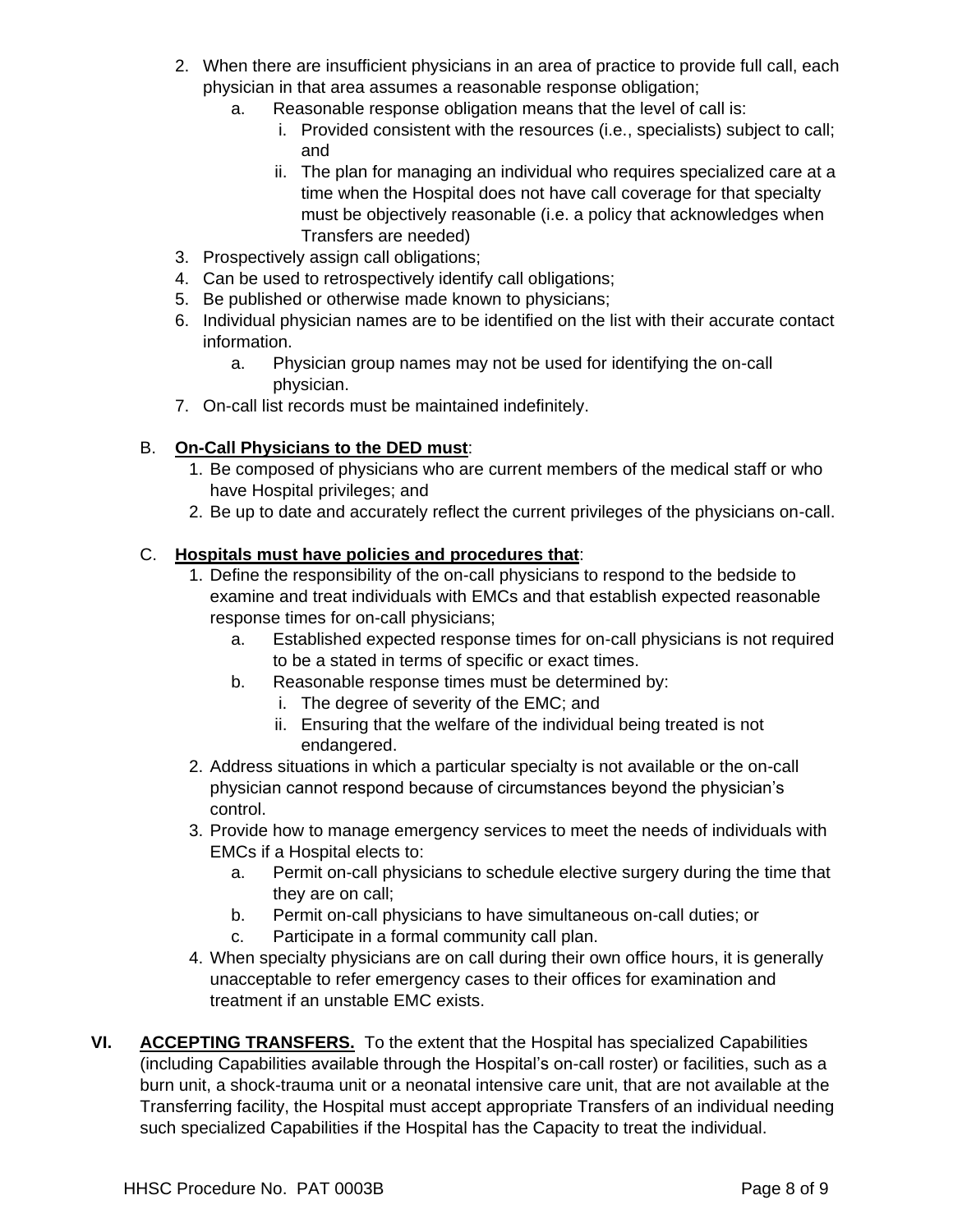2. When there are insufficient physicians in an area of practice to provide full call, each physician in that area assumes a reasonable response obligation;
   a. Reasonable response obligation means that the level of call is:
      i. Provided consistent with the resources (i.e., specialists) subject to call; and
      ii. The plan for managing an individual who requires specialized care at a time when the Hospital does not have call coverage for that specialty must be objectively reasonable (i.e. a policy that acknowledges when Transfers are needed)
3. Prospectively assign call obligations;
4. Can be used to retrospectively identify call obligations;
5. Be published or otherwise made known to physicians;
6. Individual physician names are to be identified on the list with their accurate contact information.
   a. Physician group names may not be used for identifying the on-call physician.
7. On-call list records must be maintained indefinitely.

B. **On-Call Physicians to the DED must**:
   1. Be composed of physicians who are current members of the medical staff or who have Hospital privileges; and
   2. Be up to date and accurately reflect the current privileges of the physicians on-call.

C. **Hospitals must have policies and procedures that**:
   1. Define the responsibility of the on-call physicians to respond to the bedside to examine and treat individuals with EMCs and that establish expected reasonable response times for on-call physicians;
      a. Established expected response times for on-call physicians is not required to be a stated in terms of specific or exact times.
      b. Reasonable response times must be determined by:
         i. The degree of severity of the EMC; and
         ii. Ensuring that the welfare of the individual being treated is not endangered.
   2. Address situations in which a particular specialty is not available or the on-call physician cannot respond because of circumstances beyond the physician's control.
   3. Provide how to manage emergency services to meet the needs of individuals with EMCs if a Hospital elects to:
      a. Permit on-call physicians to schedule elective surgery during the time that they are on call;
      b. Permit on-call physicians to have simultaneous on-call duties; or
      c. Participate in a formal community call plan.
   4. When specialty physicians are on call during their own office hours, it is generally unacceptable to refer emergency cases to their offices for examination and treatment if an unstable EMC exists.

**VI. ACCEPTING TRANSFERS.** To the extent that the Hospital has specialized Capabilities (including Capabilities available through the Hospital's on-call roster) or facilities, such as a burn unit, a shock-trauma unit or a neonatal intensive care unit, that are not available at the Transferring facility, the Hospital must accept appropriate Transfers of an individual needing such specialized Capabilities if the Hospital has the Capacity to treat the individual.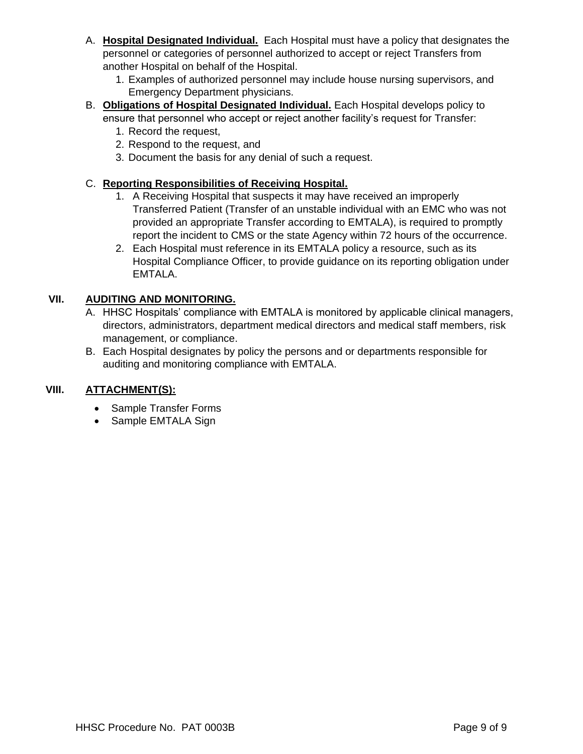A. **Hospital Designated Individual.** Each Hospital must have a policy that designates the personnel or categories of personnel authorized to accept or reject Transfers from another Hospital on behalf of the Hospital.
   1. Examples of authorized personnel may include house nursing supervisors, and Emergency Department physicians.

B. **Obligations of Hospital Designated Individual.** Each Hospital develops policy to ensure that personnel who accept or reject another facility's request for Transfer:
   1. Record the request,
   2. Respond to the request, and
   3. Document the basis for any denial of such a request.

C. **Reporting Responsibilities of Receiving Hospital.**
   1. A Receiving Hospital that suspects it may have received an improperly Transferred Patient (Transfer of an unstable individual with an EMC who was not provided an appropriate Transfer according to EMTALA), is required to promptly report the incident to CMS or the state Agency within 72 hours of the occurrence.
   2. Each Hospital must reference in its EMTALA policy a resource, such as its Hospital Compliance Officer, to provide guidance on its reporting obligation under EMTALA.

## VII. AUDITING AND MONITORING.

A. HHSC Hospitals' compliance with EMTALA is monitored by applicable clinical managers, directors, administrators, department medical directors and medical staff members, risk management, or compliance.

B. Each Hospital designates by policy the persons and or departments responsible for auditing and monitoring compliance with EMTALA.

## VIII. ATTACHMENT(S):

- Sample Transfer Forms
- Sample EMTALA Sign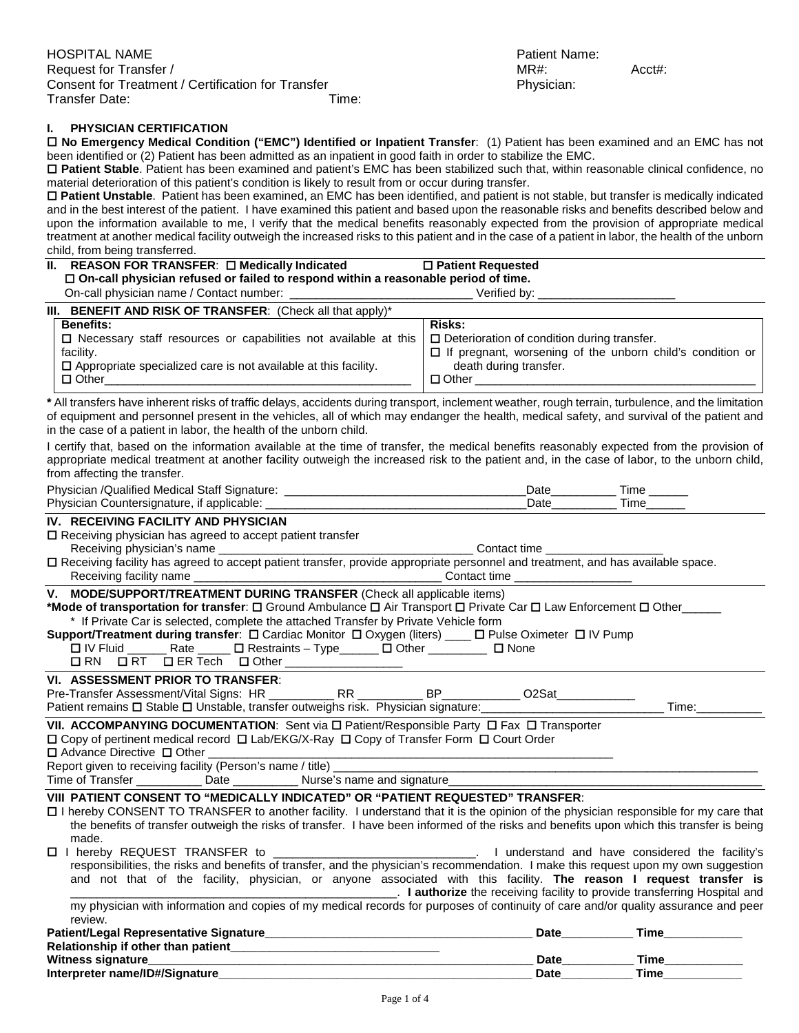HOSPITAL NAME
Request for Transfer /
Consent for Treatment / Certification for Transfer
Transfer Date: Time:

Patient Name:
MR#: Acct#:
Physician:

## I. PHYSICIAN CERTIFICATION

☐ **No Emergency Medical Condition ("EMC") Identified or Inpatient Transfer**: (1) Patient has been examined and an EMC has not been identified or (2) Patient has been admitted as an inpatient in good faith in order to stabilize the EMC.

☐ **Patient Stable**. Patient has been examined and patient's EMC has been stabilized such that, within reasonable clinical confidence, no material deterioration of this patient's condition is likely to result from or occur during transfer.

☐ **Patient Unstable**. Patient has been examined, an EMC has been identified, and patient is not stable, but transfer is medically indicated and in the best interest of the patient. I have examined this patient and based upon the reasonable risks and benefits described below and upon the information available to me, I verify that the medical benefits reasonably expected from the provision of appropriate medical treatment at another medical facility outweigh the increased risks to this patient and in the case of a patient in labor, the health of the unborn child, from being transferred.

## II. REASON FOR TRANSFER: ☐ Medically Indicated ☐ Patient Requested

☐ **On-call physician refused or failed to respond within a reasonable period of time.**

On-call physician name / Contact number: ____________________________ Verified by: _____________________

## III. BENEFIT AND RISK OF TRANSFER: (Check all that apply)*

| **Benefits:** | **Risks:** |
|---|---|
| ☐ Necessary staff resources or capabilities not available at this facility. | ☐ Deterioration of condition during transfer. |
| ☐ Appropriate specialized care is not available at this facility. | ☐ If pregnant, worsening of the unborn child's condition or death during transfer. |
| ☐ Other_______________________________________________ | ☐ Other ___________________________________________ |

**\*** All transfers have inherent risks of traffic delays, accidents during transport, inclement weather, rough terrain, turbulence, and the limitation of equipment and personnel present in the vehicles, all of which may endanger the health, medical safety, and survival of the patient and in the case of a patient in labor, the health of the unborn child.

I certify that, based on the information available at the time of transfer, the medical benefits reasonably expected from the provision of appropriate medical treatment at another facility outweigh the increased risk to the patient and, in the case of labor, to the unborn child, from affecting the transfer.

Physician /Qualified Medical Staff Signature: ______________________________________Date__________ Time ______
Physician Countersignature, if applicable: __________________________________________Date__________ Time______

## IV. RECEIVING FACILITY AND PHYSICIAN

☐ Receiving physician has agreed to accept patient transfer
Receiving physician's name ________________________________________ Contact time __________________

☐ Receiving facility has agreed to accept patient transfer, provide appropriate personnel and treatment, and has available space.
Receiving facility name ______________________________________ Contact time __________________

## V. MODE/SUPPORT/TREATMENT DURING TRANSFER (Check all applicable items)

**\*Mode of transportation for transfer**: ☐ Ground Ambulance ☐ Air Transport ☐ Private Car ☐ Law Enforcement ☐ Other______
\* If Private Car is selected, complete the attached Transfer by Private Vehicle form

**Support/Treatment during transfer**: ☐ Cardiac Monitor ☐ Oxygen (liters) ____ ☐ Pulse Oximeter ☐ IV Pump
☐ IV Fluid ______ Rate _____ ☐ Restraints – Type______ ☐ Other _________ ☐ None
☐ RN ☐ RT ☐ ER Tech ☐ Other __________________

## VI. ASSESSMENT PRIOR TO TRANSFER:

Pre-Transfer Assessment/Vital Signs: HR __________ RR __________ BP____________ O2Sat____________
Patient remains ☐ Stable ☐ Unstable, transfer outweighs risk. Physician signature:____________________________ Time:__________

## VII. ACCOMPANYING DOCUMENTATION: Sent via ☐ Patient/Responsible Party ☐ Fax ☐ Transporter

☐ Copy of pertinent medical record ☐ Lab/EKG/X-Ray ☐ Copy of Transfer Form ☐ Court Order
☐ Advance Directive ☐ Other ___________________________________________________________________
Report given to receiving facility (Person's name / title) _____________________________________________________________________
Time of Transfer __________ Date __________ Nurse's name and signature_________________________________________________

## VIII PATIENT CONSENT TO "MEDICALLY INDICATED" OR "PATIENT REQUESTED" TRANSFER:

☐ I hereby CONSENT TO TRANSFER to another facility. I understand that it is the opinion of the physician responsible for my care that the benefits of transfer outweigh the risks of transfer. I have been informed of the risks and benefits upon which this transfer is being made.

☐ I hereby REQUEST TRANSFER to _______________________________. I understand and have considered the facility's responsibilities, the risks and benefits of transfer, and the physician's recommendation. I make this request upon my own suggestion and not that of the facility, physician, or anyone associated with this facility. **The reason I request transfer is** __________________________________________________. **I authorize** the receiving facility to provide transferring Hospital and my physician with information and copies of my medical records for purposes of continuity of care and/or quality assurance and peer review.

**Patient/Legal Representative Signature**__________________________________________ **Date**___________ **Time**____________
**Relationship if other than patient**________________________________
**Witness signature**_______________________________________________________________ **Date**___________ **Time**____________
**Interpreter name/ID#/Signature**_____________________________________________________ **Date**___________ **Time**____________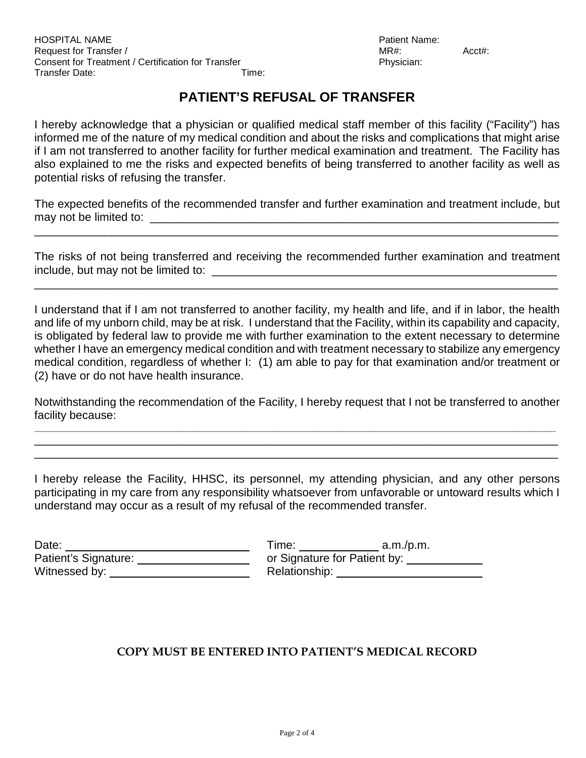HOSPITAL NAME
Request for Transfer /
Consent for Treatment / Certification for Transfer
Transfer Date: Time:

Patient Name:
MR#: Acct#:
Physician:

# PATIENT'S REFUSAL OF TRANSFER

I hereby acknowledge that a physician or qualified medical staff member of this facility ("Facility") has informed me of the nature of my medical condition and about the risks and complications that might arise if I am not transferred to another facility for further medical examination and treatment. The Facility has also explained to me the risks and expected benefits of being transferred to another facility as well as potential risks of refusing the transfer.

The expected benefits of the recommended transfer and further examination and treatment include, but may not be limited to: ___________________________________________________________________
_____________________________________________________________________________________

The risks of not being transferred and receiving the recommended further examination and treatment include, but may not be limited to: ________________________________________________________
_____________________________________________________________________________________

I understand that if I am not transferred to another facility, my health and life, and if in labor, the health and life of my unborn child, may be at risk. I understand that the Facility, within its capability and capacity, is obligated by federal law to provide me with further examination to the extent necessary to determine whether I have an emergency medical condition and with treatment necessary to stabilize any emergency medical condition, regardless of whether I: (1) am able to pay for that examination and/or treatment or (2) have or do not have health insurance.

Notwithstanding the recommendation of the Facility, I hereby request that I not be transferred to another facility because:
_____________________________________________________________________________________
_____________________________________________________________________________________
_____________________________________________________________________________________

I hereby release the Facility, HHSC, its personnel, my attending physician, and any other persons participating in my care from any responsibility whatsoever from unfavorable or untoward results which I understand may occur as a result of my refusal of the recommended transfer.

Date: ______________________________ Time: ____________ a.m./p.m.
Patient's Signature: __________________ or Signature for Patient by: ____________
Witnessed by: _______________________ Relationship: ________________________

**COPY MUST BE ENTERED INTO PATIENT'S MEDICAL RECORD**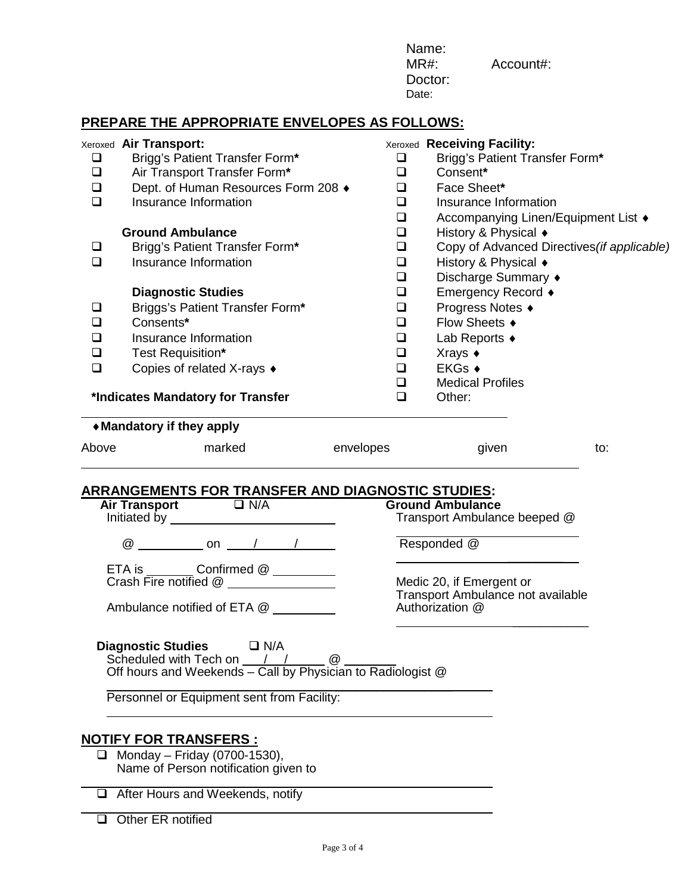Name:
MR#: Account#:
Doctor:
Date:

## PREPARE THE APPROPRIATE ENVELOPES AS FOLLOWS:

Xeroxed **Air Transport:**

- ❑ Brigg's Patient Transfer Form*
- ❑ Air Transport Transfer Form*
- ❑ Dept. of Human Resources Form 208 ♦
- ❑ Insurance Information

**Ground Ambulance**

- ❑ Brigg's Patient Transfer Form*
- ❑ Insurance Information

**Diagnostic Studies**

- ❑ Briggs's Patient Transfer Form*
- ❑ Consents*
- ❑ Insurance Information
- ❑ Test Requisition*
- ❑ Copies of related X-rays ♦

**\*Indicates Mandatory for Transfer**

Xeroxed **Receiving Facility:**

- ❑ Brigg's Patient Transfer Form*
- ❑ Consent*
- ❑ Face Sheet*
- ❑ Insurance Information
- ❑ Accompanying Linen/Equipment List ♦
- ❑ History & Physical ♦
- ❑ Copy of Advanced Directives *(if applicable)*
- ❑ History & Physical ♦
- ❑ Discharge Summary ♦
- ❑ Emergency Record ♦
- ❑ Progress Notes ♦
- ❑ Flow Sheets ♦
- ❑ Lab Reports ♦
- ❑ Xrays ♦
- ❑ EKGs ♦
- ❑ Medical Profiles
- ❑ Other: ______________________

**♦Mandatory if they apply**

Above marked envelopes given to: ______________________

## ARRANGEMENTS FOR TRANSFER AND DIAGNOSTIC STUDIES:

**Air Transport** ❑ N/A

Initiated by ______________________

@ __________ on ____/_____/______

ETA is _______ Confirmed @ _________

Crash Fire notified @ _______________

Ambulance notified of ETA @ _________

**Ground Ambulance**

Transport Ambulance beeped @ ______________________

Responded @ ______________________

Medic 20, if Emergent or Transport Ambulance not available Authorization @ ______________________

**Diagnostic Studies** ❑ N/A

Scheduled with Tech on ___/___/______ @ _______

Off hours and Weekends – Call by Physician to Radiologist @ ______________________

Personnel or Equipment sent from Facility: ______________________

## NOTIFY FOR TRANSFERS :

- ❑ Monday – Friday (0700-1530), Name of Person notification given to ______________________
- ❑ After Hours and Weekends, notify ______________________
- ❑ Other ER notified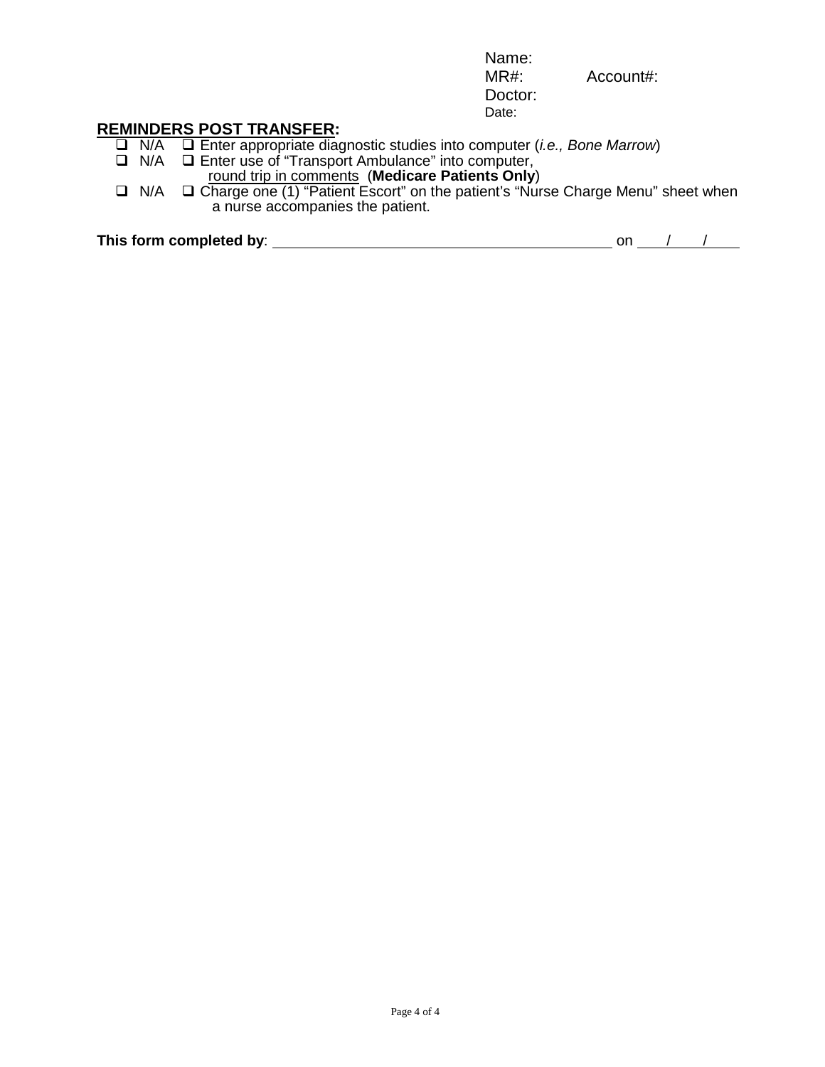Name:
MR#: Account#:
Doctor:
Date:

**REMINDERS POST TRANSFER:**

- ❑ N/A ❑ Enter appropriate diagnostic studies into computer (*i.e., Bone Marrow*)
- ❑ N/A ❑ Enter use of "Transport Ambulance" into computer, <u>round trip in comments</u> (**Medicare Patients Only**)
- ❑ N/A ❑ Charge one (1) "Patient Escort" on the patient's "Nurse Charge Menu" sheet when a nurse accompanies the patient.

**This form completed by**: ________________________________________ on ___/___/___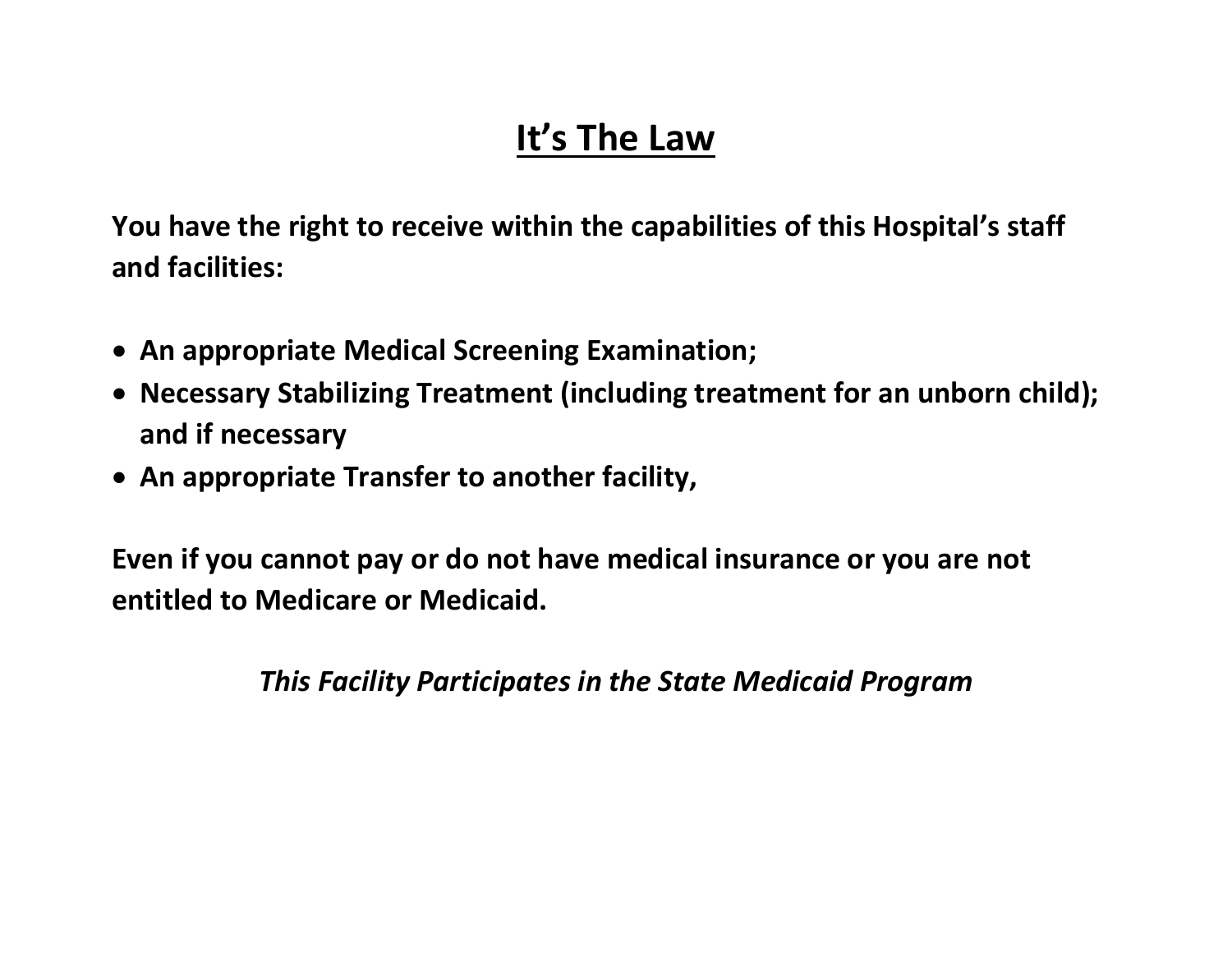# It's The Law

**You have the right to receive within the capabilities of this Hospital's staff and facilities:**

- **An appropriate Medical Screening Examination;**
- **Necessary Stabilizing Treatment (including treatment for an unborn child); and if necessary**
- **An appropriate Transfer to another facility,**

**Even if you cannot pay or do not have medical insurance or you are not entitled to Medicare or Medicaid.**

***This Facility Participates in the State Medicaid Program***